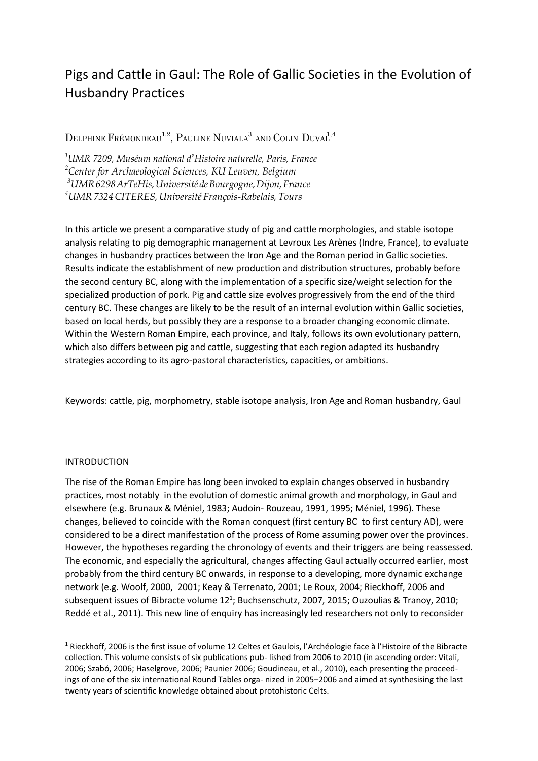# Pigs and Cattle in Gaul: The Role of Gallic Societies in the Evolution of Husbandry Practices

Delphine Frémondeau[1,2], Pauline Nuviala[3] and Colin Duval[1,4]

[1]*UMR 7209, Muséum national d'Histoire naturelle, Paris, France*
[2]*Center for Archaeological Sciences, KU Leuven, Belgium*
[3]*UMR 6298 ArTeHis, Université de Bourgogne, Dijon, France*
[4]*UMR 7324 CITERES, Université François-Rabelais, Tours*

In this article we present a comparative study of pig and cattle morphologies, and stable isotope analysis relating to pig demographic management at Levroux Les Arènes (Indre, France), to evaluate changes in husbandry practices between the Iron Age and the Roman period in Gallic societies. Results indicate the establishment of new production and distribution structures, probably before the second century BC, along with the implementation of a specific size/weight selection for the specialized production of pork. Pig and cattle size evolves progressively from the end of the third century BC. These changes are likely to be the result of an internal evolution within Gallic societies, based on local herds, but possibly they are a response to a broader changing economic climate. Within the Western Roman Empire, each province, and Italy, follows its own evolutionary pattern, which also differs between pig and cattle, suggesting that each region adapted its husbandry strategies according to its agro-pastoral characteristics, capacities, or ambitions.

Keywords: cattle, pig, morphometry, stable isotope analysis, Iron Age and Roman husbandry, Gaul

## INTRODUCTION

The rise of the Roman Empire has long been invoked to explain changes observed in husbandry practices, most notably in the evolution of domestic animal growth and morphology, in Gaul and elsewhere (e.g. Brunaux & Méniel, 1983; Audoin- Rouzeau, 1991, 1995; Méniel, 1996). These changes, believed to coincide with the Roman conquest (first century BC to first century AD), were considered to be a direct manifestation of the process of Rome assuming power over the provinces. However, the hypotheses regarding the chronology of events and their triggers are being reassessed. The economic, and especially the agricultural, changes affecting Gaul actually occurred earlier, most probably from the third century BC onwards, in response to a developing, more dynamic exchange network (e.g. Woolf, 2000, 2001; Keay & Terrenato, 2001; Le Roux, 2004; Rieckhoff, 2006 and subsequent issues of Bibracte volume 12[1]; Buchsenschutz, 2007, 2015; Ouzoulias & Tranoy, 2010; Reddé et al., 2011). This new line of enquiry has increasingly led researchers not only to reconsider

[1] Rieckhoff, 2006 is the first issue of volume 12 Celtes et Gaulois, l'Archéologie face à l'Histoire of the Bibracte collection. This volume consists of six publications pub- lished from 2006 to 2010 (in ascending order: Vitali, 2006; Szabó, 2006; Haselgrove, 2006; Paunier 2006; Goudineau, et al., 2010), each presenting the proceed- ings of one of the six international Round Tables orga- nized in 2005–2006 and aimed at synthesising the last twenty years of scientific knowledge obtained about protohistoric Celts.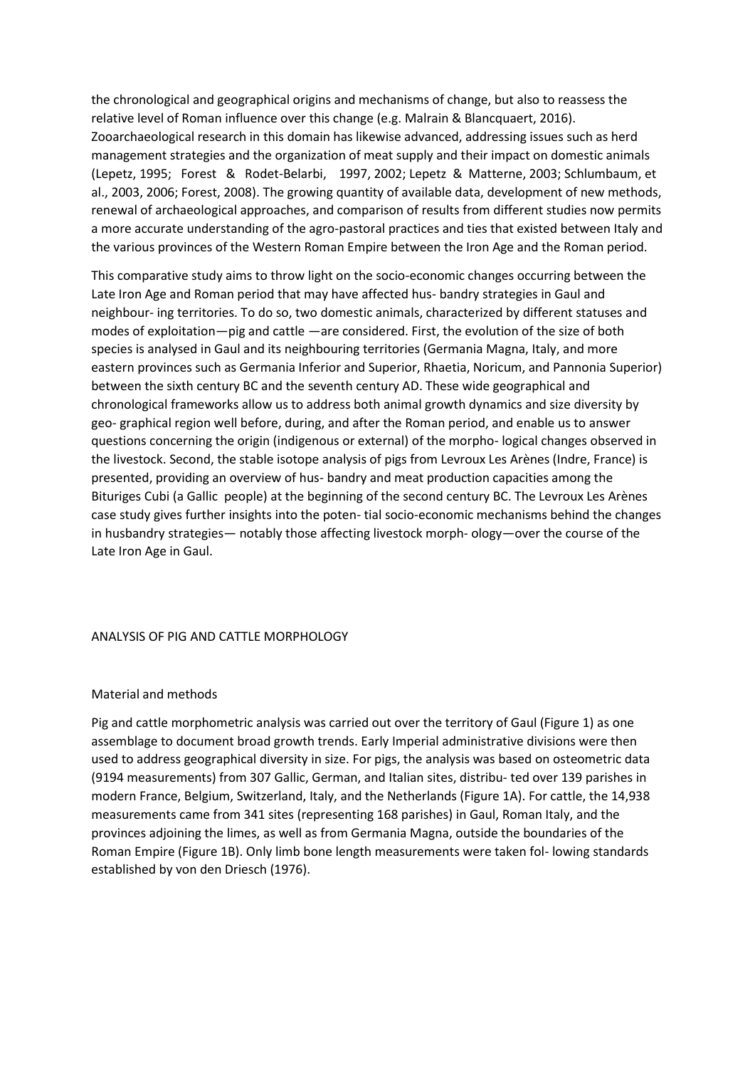the chronological and geographical origins and mechanisms of change, but also to reassess the relative level of Roman influence over this change (e.g. Malrain & Blancquaert, 2016). Zooarchaeological research in this domain has likewise advanced, addressing issues such as herd management strategies and the organization of meat supply and their impact on domestic animals (Lepetz, 1995; Forest & Rodet-Belarbi, 1997, 2002; Lepetz & Matterne, 2003; Schlumbaum, et al., 2003, 2006; Forest, 2008). The growing quantity of available data, development of new methods, renewal of archaeological approaches, and comparison of results from different studies now permits a more accurate understanding of the agro-pastoral practices and ties that existed between Italy and the various provinces of the Western Roman Empire between the Iron Age and the Roman period.

This comparative study aims to throw light on the socio-economic changes occurring between the Late Iron Age and Roman period that may have affected hus- bandry strategies in Gaul and neighbour- ing territories. To do so, two domestic animals, characterized by different statuses and modes of exploitation—pig and cattle —are considered. First, the evolution of the size of both species is analysed in Gaul and its neighbouring territories (Germania Magna, Italy, and more eastern provinces such as Germania Inferior and Superior, Rhaetia, Noricum, and Pannonia Superior) between the sixth century BC and the seventh century AD. These wide geographical and chronological frameworks allow us to address both animal growth dynamics and size diversity by geo- graphical region well before, during, and after the Roman period, and enable us to answer questions concerning the origin (indigenous or external) of the morpho- logical changes observed in the livestock. Second, the stable isotope analysis of pigs from Levroux Les Arènes (Indre, France) is presented, providing an overview of hus- bandry and meat production capacities among the Bituriges Cubi (a Gallic people) at the beginning of the second century BC. The Levroux Les Arènes case study gives further insights into the poten- tial socio-economic mechanisms behind the changes in husbandry strategies— notably those affecting livestock morph- ology—over the course of the Late Iron Age in Gaul.

## ANALYSIS OF PIG AND CATTLE MORPHOLOGY

### Material and methods

Pig and cattle morphometric analysis was carried out over the territory of Gaul (Figure 1) as one assemblage to document broad growth trends. Early Imperial administrative divisions were then used to address geographical diversity in size. For pigs, the analysis was based on osteometric data (9194 measurements) from 307 Gallic, German, and Italian sites, distribu- ted over 139 parishes in modern France, Belgium, Switzerland, Italy, and the Netherlands (Figure 1A). For cattle, the 14,938 measurements came from 341 sites (representing 168 parishes) in Gaul, Roman Italy, and the provinces adjoining the limes, as well as from Germania Magna, outside the boundaries of the Roman Empire (Figure 1B). Only limb bone length measurements were taken fol- lowing standards established by von den Driesch (1976).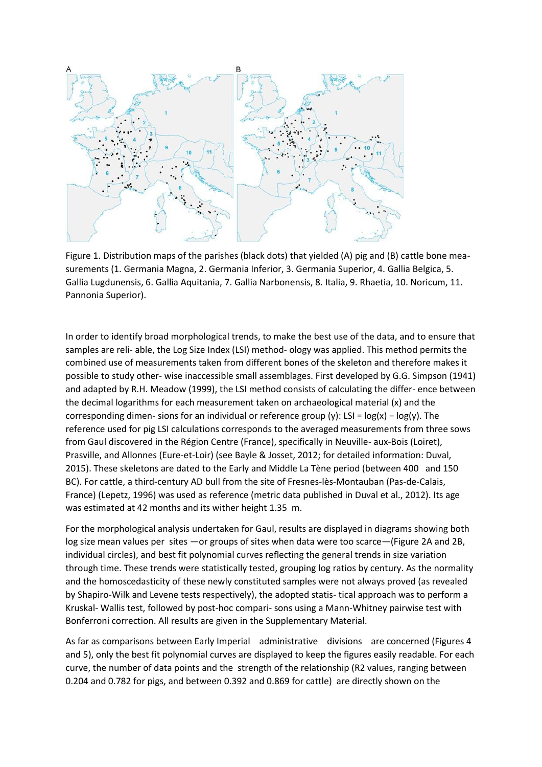Figure 1. Distribution maps of the parishes (black dots) that yielded (A) pig and (B) cattle bone measurements (1. Germania Magna, 2. Germania Inferior, 3. Germania Superior, 4. Gallia Belgica, 5. Gallia Lugdunensis, 6. Gallia Aquitania, 7. Gallia Narbonensis, 8. Italia, 9. Rhaetia, 10. Noricum, 11. Pannonia Superior).

In order to identify broad morphological trends, to make the best use of the data, and to ensure that samples are reli- able, the Log Size Index (LSI) method- ology was applied. This method permits the combined use of measurements taken from different bones of the skeleton and therefore makes it possible to study other- wise inaccessible small assemblages. First developed by G.G. Simpson (1941) and adapted by R.H. Meadow (1999), the LSI method consists of calculating the differ- ence between the decimal logarithms for each measurement taken on archaeological material (x) and the corresponding dimen- sions for an individual or reference group (y): $LSI = \log(x) - \log(y)$. The reference used for pig LSI calculations corresponds to the averaged measurements from three sows from Gaul discovered in the Région Centre (France), specifically in Neuville- aux-Bois (Loiret), Prasville, and Allonnes (Eure-et-Loir) (see Bayle & Josset, 2012; for detailed information: Duval, 2015). These skeletons are dated to the Early and Middle La Tène period (between 400 and 150 BC). For cattle, a third-century AD bull from the site of Fresnes-lès-Montauban (Pas-de-Calais, France) (Lepetz, 1996) was used as reference (metric data published in Duval et al., 2012). Its age was estimated at 42 months and its wither height 1.35 m.

For the morphological analysis undertaken for Gaul, results are displayed in diagrams showing both log size mean values per sites —or groups of sites when data were too scarce—(Figure 2A and 2B, individual circles), and best fit polynomial curves reflecting the general trends in size variation through time. These trends were statistically tested, grouping log ratios by century. As the normality and the homoscedasticity of these newly constituted samples were not always proved (as revealed by Shapiro-Wilk and Levene tests respectively), the adopted statis- tical approach was to perform a Kruskal- Wallis test, followed by post-hoc compari- sons using a Mann-Whitney pairwise test with Bonferroni correction. All results are given in the Supplementary Material.

As far as comparisons between Early Imperial administrative divisions are concerned (Figures 4 and 5), only the best fit polynomial curves are displayed to keep the figures easily readable. For each curve, the number of data points and the strength of the relationship ($R^2$ values, ranging between 0.204 and 0.782 for pigs, and between 0.392 and 0.869 for cattle) are directly shown on the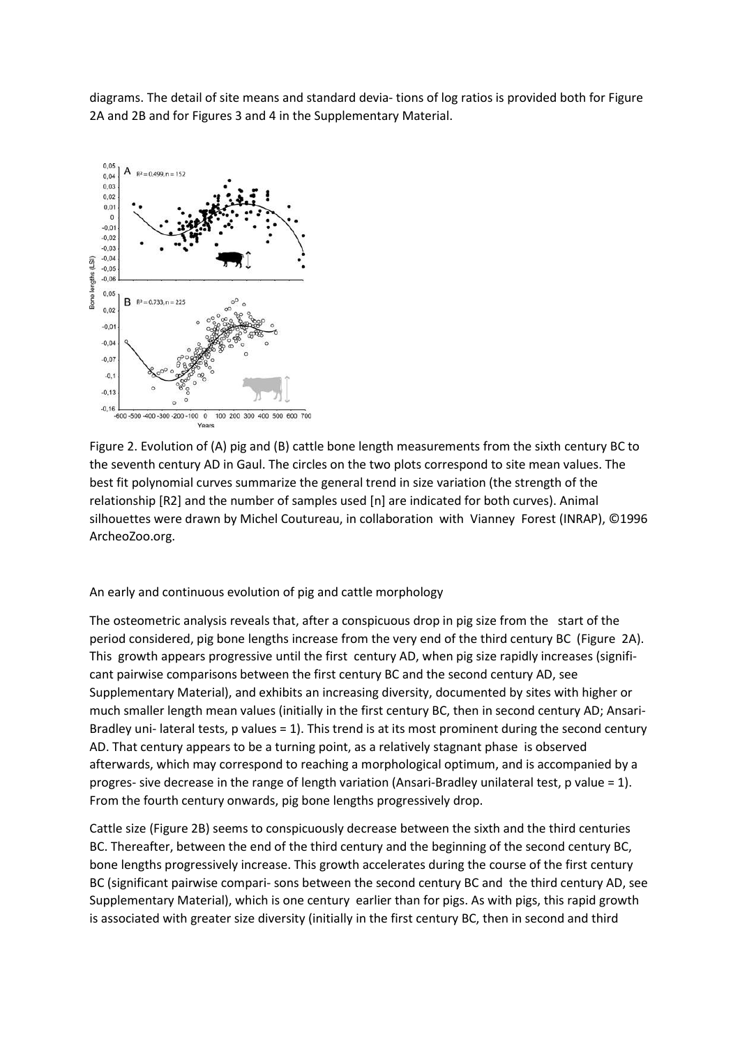diagrams. The detail of site means and standard devia- tions of log ratios is provided both for Figure 2A and 2B and for Figures 3 and 4 in the Supplementary Material.

Figure 2. Evolution of (A) pig and (B) cattle bone length measurements from the sixth century BC to the seventh century AD in Gaul. The circles on the two plots correspond to site mean values. The best fit polynomial curves summarize the general trend in size variation (the strength of the relationship [R2] and the number of samples used [n] are indicated for both curves). Animal silhouettes were drawn by Michel Coutureau, in collaboration with Vianney Forest (INRAP), ©1996 ArcheoZoo.org.

An early and continuous evolution of pig and cattle morphology

The osteometric analysis reveals that, after a conspicuous drop in pig size from the start of the period considered, pig bone lengths increase from the very end of the third century BC (Figure 2A). This growth appears progressive until the first century AD, when pig size rapidly increases (signifi- cant pairwise comparisons between the first century BC and the second century AD, see Supplementary Material), and exhibits an increasing diversity, documented by sites with higher or much smaller length mean values (initially in the first century BC, then in second century AD; Ansari-Bradley uni- lateral tests, p values = 1). This trend is at its most prominent during the second century AD. That century appears to be a turning point, as a relatively stagnant phase is observed afterwards, which may correspond to reaching a morphological optimum, and is accompanied by a progres- sive decrease in the range of length variation (Ansari-Bradley unilateral test, p value = 1). From the fourth century onwards, pig bone lengths progressively drop.

Cattle size (Figure 2B) seems to conspicuously decrease between the sixth and the third centuries BC. Thereafter, between the end of the third century and the beginning of the second century BC, bone lengths progressively increase. This growth accelerates during the course of the first century BC (significant pairwise compari- sons between the second century BC and the third century AD, see Supplementary Material), which is one century earlier than for pigs. As with pigs, this rapid growth is associated with greater size diversity (initially in the first century BC, then in second and third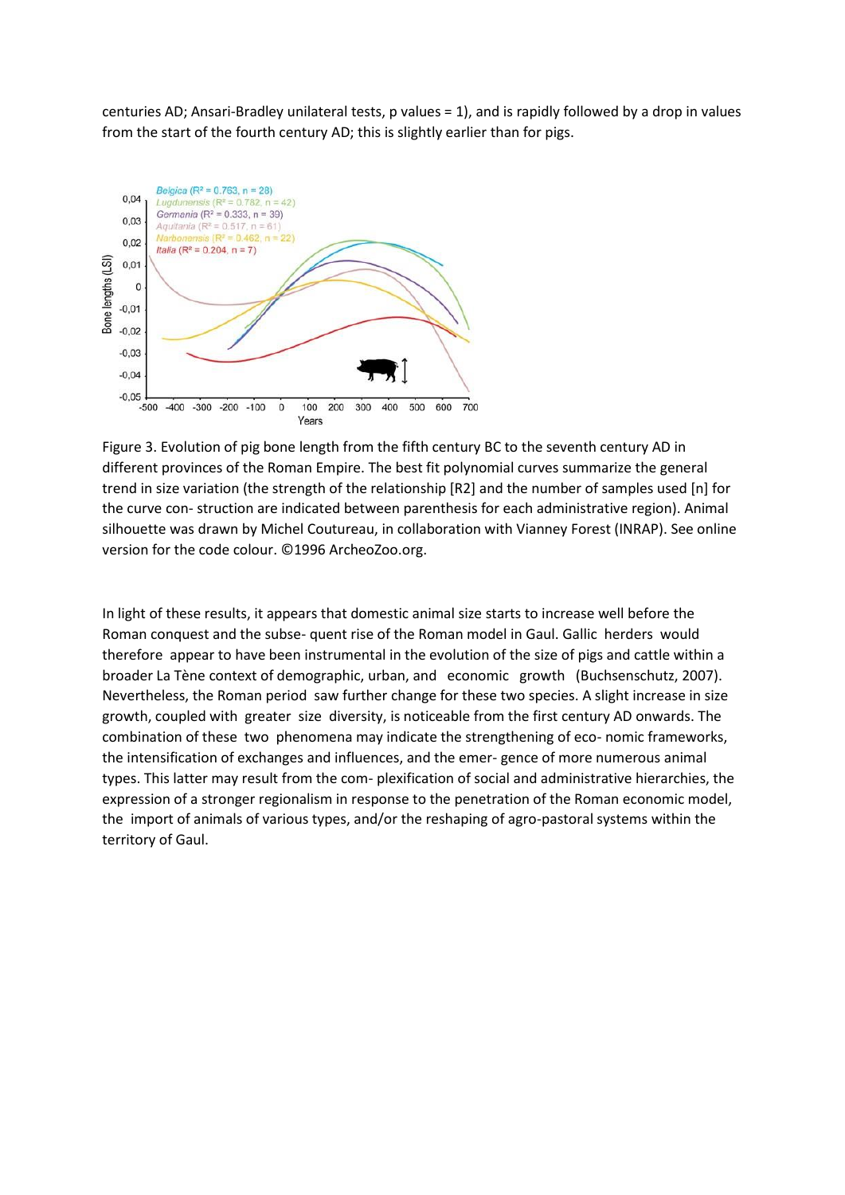centuries AD; Ansari-Bradley unilateral tests, p values = 1), and is rapidly followed by a drop in values from the start of the fourth century AD; this is slightly earlier than for pigs.

Figure 3. Evolution of pig bone length from the fifth century BC to the seventh century AD in different provinces of the Roman Empire. The best fit polynomial curves summarize the general trend in size variation (the strength of the relationship [R2] and the number of samples used [n] for the curve con- struction are indicated between parenthesis for each administrative region). Animal silhouette was drawn by Michel Coutureau, in collaboration with Vianney Forest (INRAP). See online version for the code colour. ©1996 ArcheoZoo.org.

In light of these results, it appears that domestic animal size starts to increase well before the Roman conquest and the subse- quent rise of the Roman model in Gaul. Gallic herders would therefore appear to have been instrumental in the evolution of the size of pigs and cattle within a broader La Tène context of demographic, urban, and economic growth (Buchsenschutz, 2007). Nevertheless, the Roman period saw further change for these two species. A slight increase in size growth, coupled with greater size diversity, is noticeable from the first century AD onwards. The combination of these two phenomena may indicate the strengthening of eco- nomic frameworks, the intensification of exchanges and influences, and the emer- gence of more numerous animal types. This latter may result from the com- plexification of social and administrative hierarchies, the expression of a stronger regionalism in response to the penetration of the Roman economic model, the import of animals of various types, and/or the reshaping of agro-pastoral systems within the territory of Gaul.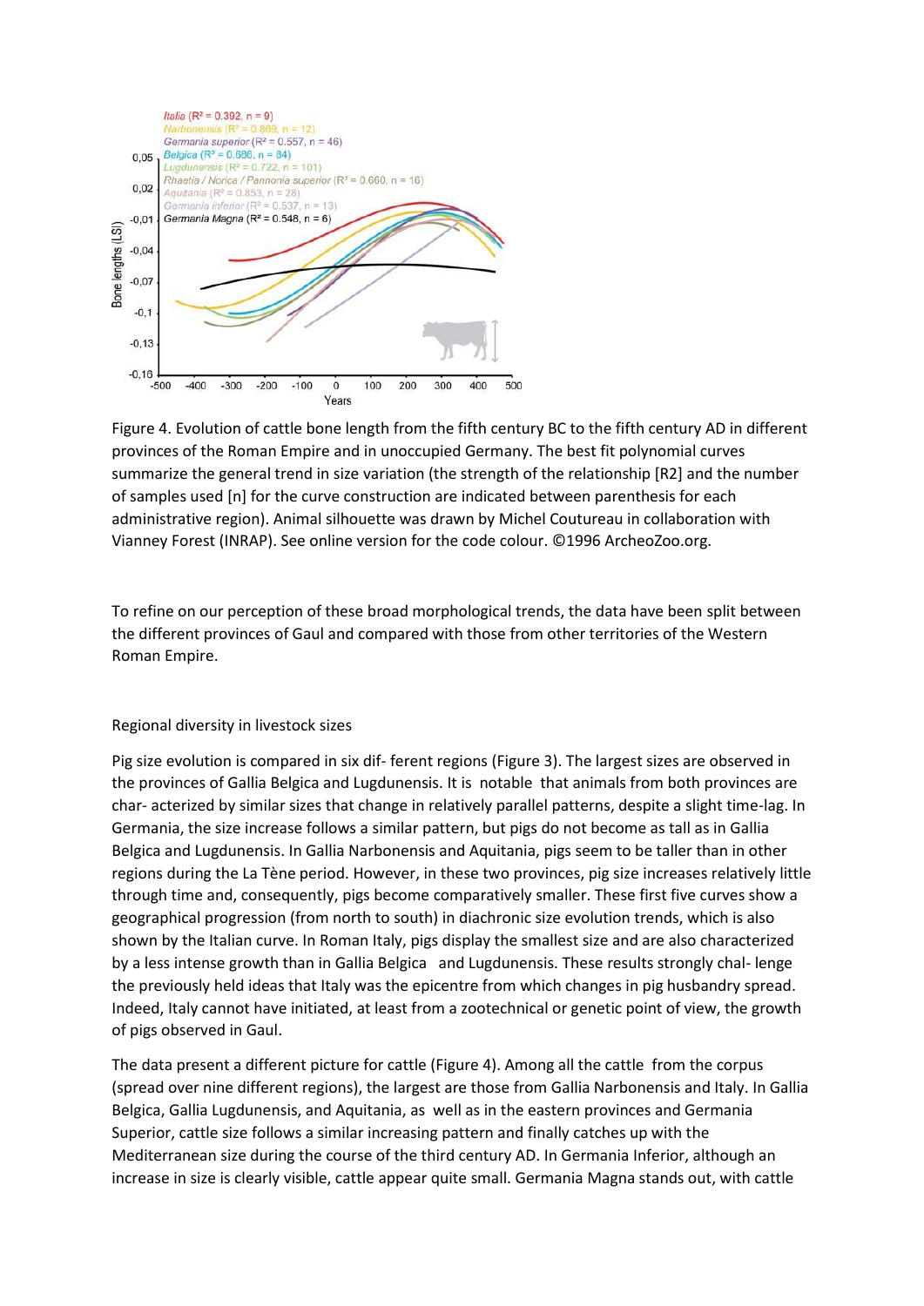Figure 4. Evolution of cattle bone length from the fifth century BC to the fifth century AD in different provinces of the Roman Empire and in unoccupied Germany. The best fit polynomial curves summarize the general trend in size variation (the strength of the relationship [R2] and the number of samples used [n] for the curve construction are indicated between parenthesis for each administrative region). Animal silhouette was drawn by Michel Coutureau in collaboration with Vianney Forest (INRAP). See online version for the code colour. ©1996 ArcheoZoo.org.

To refine on our perception of these broad morphological trends, the data have been split between the different provinces of Gaul and compared with those from other territories of the Western Roman Empire.

## Regional diversity in livestock sizes

Pig size evolution is compared in six dif- ferent regions (Figure 3). The largest sizes are observed in the provinces of Gallia Belgica and Lugdunensis. It is notable that animals from both provinces are char- acterized by similar sizes that change in relatively parallel patterns, despite a slight time-lag. In Germania, the size increase follows a similar pattern, but pigs do not become as tall as in Gallia Belgica and Lugdunensis. In Gallia Narbonensis and Aquitania, pigs seem to be taller than in other regions during the La Tène period. However, in these two provinces, pig size increases relatively little through time and, consequently, pigs become comparatively smaller. These first five curves show a geographical progression (from north to south) in diachronic size evolution trends, which is also shown by the Italian curve. In Roman Italy, pigs display the smallest size and are also characterized by a less intense growth than in Gallia Belgica and Lugdunensis. These results strongly chal- lenge the previously held ideas that Italy was the epicentre from which changes in pig husbandry spread. Indeed, Italy cannot have initiated, at least from a zootechnical or genetic point of view, the growth of pigs observed in Gaul.

The data present a different picture for cattle (Figure 4). Among all the cattle from the corpus (spread over nine different regions), the largest are those from Gallia Narbonensis and Italy. In Gallia Belgica, Gallia Lugdunensis, and Aquitania, as well as in the eastern provinces and Germania Superior, cattle size follows a similar increasing pattern and finally catches up with the Mediterranean size during the course of the third century AD. In Germania Inferior, although an increase in size is clearly visible, cattle appear quite small. Germania Magna stands out, with cattle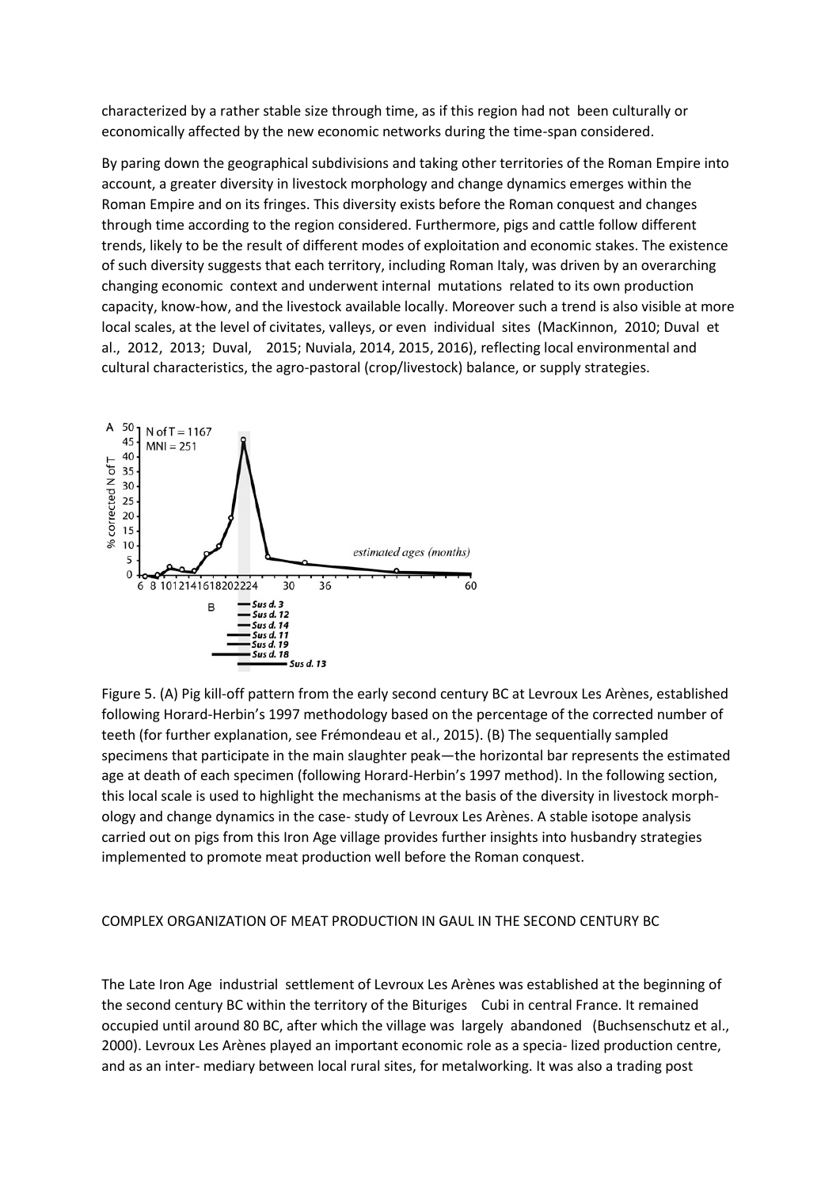characterized by a rather stable size through time, as if this region had not been culturally or economically affected by the new economic networks during the time-span considered.

By paring down the geographical subdivisions and taking other territories of the Roman Empire into account, a greater diversity in livestock morphology and change dynamics emerges within the Roman Empire and on its fringes. This diversity exists before the Roman conquest and changes through time according to the region considered. Furthermore, pigs and cattle follow different trends, likely to be the result of different modes of exploitation and economic stakes. The existence of such diversity suggests that each territory, including Roman Italy, was driven by an overarching changing economic context and underwent internal mutations related to its own production capacity, know-how, and the livestock available locally. Moreover such a trend is also visible at more local scales, at the level of civitates, valleys, or even individual sites (MacKinnon, 2010; Duval et al., 2012, 2013; Duval, 2015; Nuviala, 2014, 2015, 2016), reflecting local environmental and cultural characteristics, the agro-pastoral (crop/livestock) balance, or supply strategies.

Figure 5. (A) Pig kill-off pattern from the early second century BC at Levroux Les Arènes, established following Horard-Herbin's 1997 methodology based on the percentage of the corrected number of teeth (for further explanation, see Frémondeau et al., 2015). (B) The sequentially sampled specimens that participate in the main slaughter peak—the horizontal bar represents the estimated age at death of each specimen (following Horard-Herbin's 1997 method). In the following section, this local scale is used to highlight the mechanisms at the basis of the diversity in livestock morphology and change dynamics in the case- study of Levroux Les Arènes. A stable isotope analysis carried out on pigs from this Iron Age village provides further insights into husbandry strategies implemented to promote meat production well before the Roman conquest.

## COMPLEX ORGANIZATION OF MEAT PRODUCTION IN GAUL IN THE SECOND CENTURY BC

The Late Iron Age industrial settlement of Levroux Les Arènes was established at the beginning of the second century BC within the territory of the Bituriges Cubi in central France. It remained occupied until around 80 BC, after which the village was largely abandoned (Buchsenschutz et al., 2000). Levroux Les Arènes played an important economic role as a specia- lized production centre, and as an inter- mediary between local rural sites, for metalworking. It was also a trading post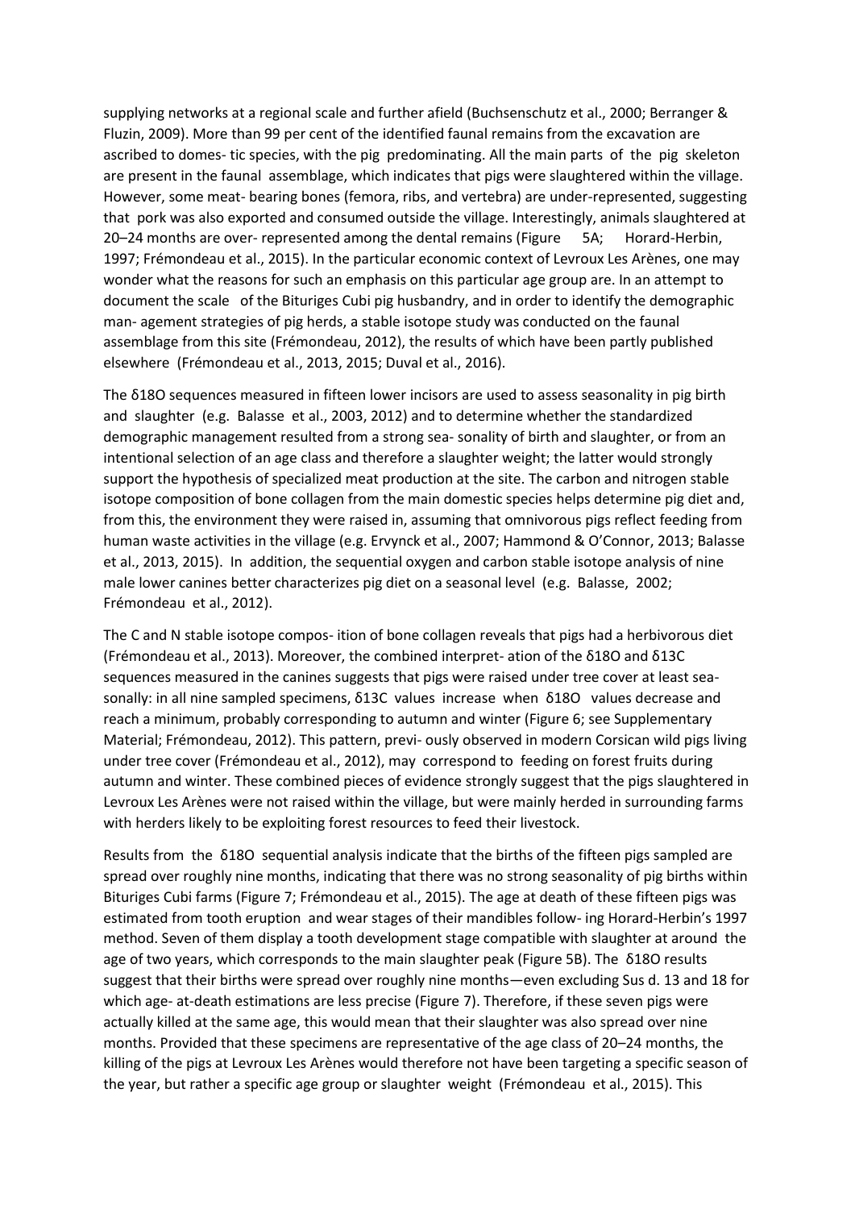supplying networks at a regional scale and further afield (Buchsenschutz et al., 2000; Berranger & Fluzin, 2009). More than 99 per cent of the identified faunal remains from the excavation are ascribed to domes- tic species, with the pig predominating. All the main parts of the pig skeleton are present in the faunal assemblage, which indicates that pigs were slaughtered within the village. However, some meat- bearing bones (femora, ribs, and vertebra) are under-represented, suggesting that pork was also exported and consumed outside the village. Interestingly, animals slaughtered at 20–24 months are over- represented among the dental remains (Figure 5A; Horard-Herbin, 1997; Frémondeau et al., 2015). In the particular economic context of Levroux Les Arènes, one may wonder what the reasons for such an emphasis on this particular age group are. In an attempt to document the scale of the Bituriges Cubi pig husbandry, and in order to identify the demographic man- agement strategies of pig herds, a stable isotope study was conducted on the faunal assemblage from this site (Frémondeau, 2012), the results of which have been partly published elsewhere (Frémondeau et al., 2013, 2015; Duval et al., 2016).

The $\delta^{18}O$ sequences measured in fifteen lower incisors are used to assess seasonality in pig birth and slaughter (e.g. Balasse et al., 2003, 2012) and to determine whether the standardized demographic management resulted from a strong sea- sonality of birth and slaughter, or from an intentional selection of an age class and therefore a slaughter weight; the latter would strongly support the hypothesis of specialized meat production at the site. The carbon and nitrogen stable isotope composition of bone collagen from the main domestic species helps determine pig diet and, from this, the environment they were raised in, assuming that omnivorous pigs reflect feeding from human waste activities in the village (e.g. Ervynck et al., 2007; Hammond & O'Connor, 2013; Balasse et al., 2013, 2015). In addition, the sequential oxygen and carbon stable isotope analysis of nine male lower canines better characterizes pig diet on a seasonal level (e.g. Balasse, 2002; Frémondeau et al., 2012).

The C and N stable isotope compos- ition of bone collagen reveals that pigs had a herbivorous diet (Frémondeau et al., 2013). Moreover, the combined interpret- ation of the $\delta^{18}O$ and $\delta^{13}C$ sequences measured in the canines suggests that pigs were raised under tree cover at least sea- sonally: in all nine sampled specimens, $\delta^{13}C$ values increase when $\delta^{18}O$ values decrease and reach a minimum, probably corresponding to autumn and winter (Figure 6; see Supplementary Material; Frémondeau, 2012). This pattern, previ- ously observed in modern Corsican wild pigs living under tree cover (Frémondeau et al., 2012), may correspond to feeding on forest fruits during autumn and winter. These combined pieces of evidence strongly suggest that the pigs slaughtered in Levroux Les Arènes were not raised within the village, but were mainly herded in surrounding farms with herders likely to be exploiting forest resources to feed their livestock.

Results from the $\delta^{18}O$ sequential analysis indicate that the births of the fifteen pigs sampled are spread over roughly nine months, indicating that there was no strong seasonality of pig births within Bituriges Cubi farms (Figure 7; Frémondeau et al., 2015). The age at death of these fifteen pigs was estimated from tooth eruption and wear stages of their mandibles follow- ing Horard-Herbin's 1997 method. Seven of them display a tooth development stage compatible with slaughter at around the age of two years, which corresponds to the main slaughter peak (Figure 5B). The $\delta^{18}O$ results suggest that their births were spread over roughly nine months—even excluding Sus d. 13 and 18 for which age- at-death estimations are less precise (Figure 7). Therefore, if these seven pigs were actually killed at the same age, this would mean that their slaughter was also spread over nine months. Provided that these specimens are representative of the age class of 20–24 months, the killing of the pigs at Levroux Les Arènes would therefore not have been targeting a specific season of the year, but rather a specific age group or slaughter weight (Frémondeau et al., 2015). This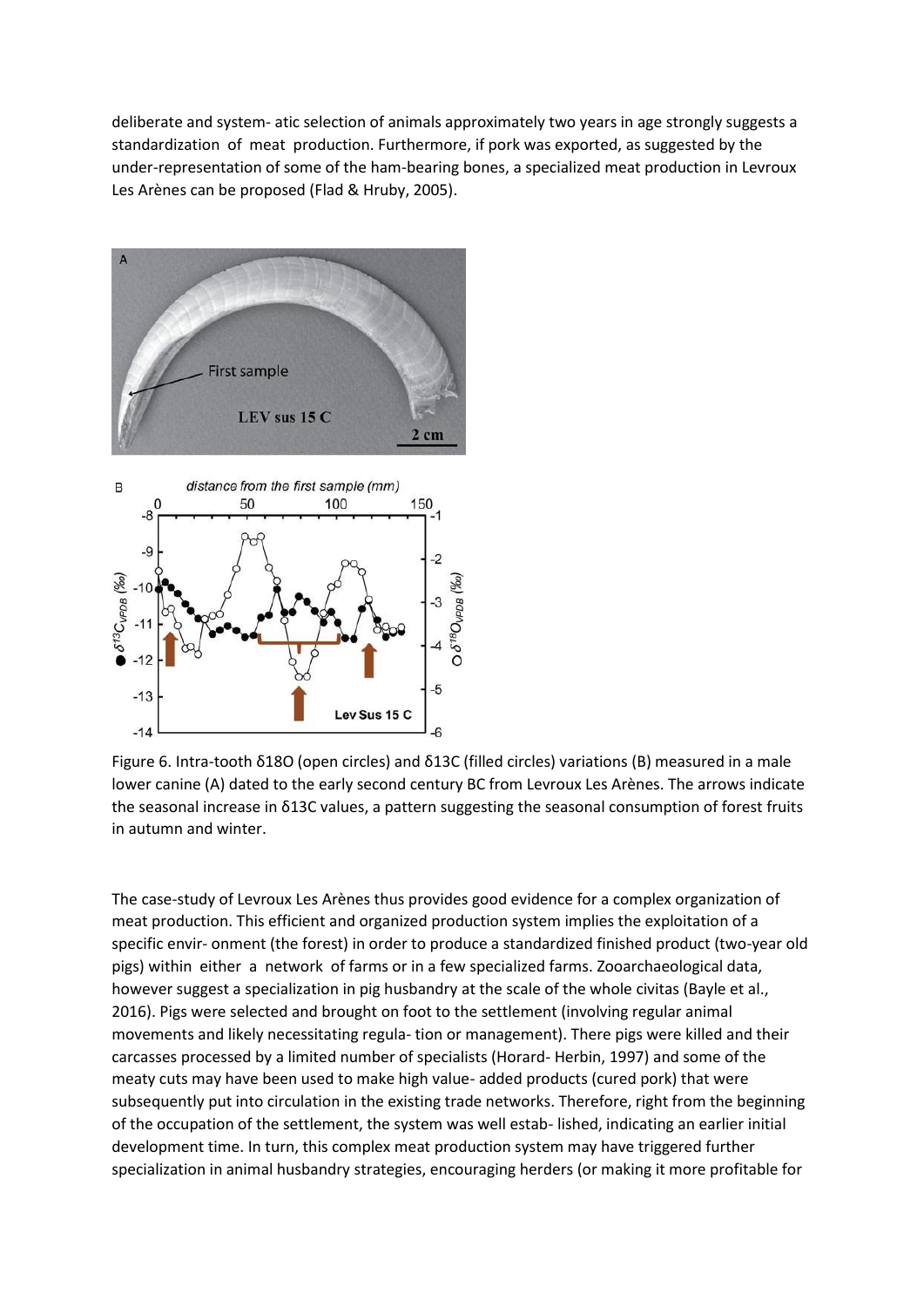deliberate and system- atic selection of animals approximately two years in age strongly suggests a standardization of meat production. Furthermore, if pork was exported, as suggested by the under-representation of some of the ham-bearing bones, a specialized meat production in Levroux Les Arènes can be proposed (Flad & Hruby, 2005).

Figure 6. Intra-tooth δ18O (open circles) and δ13C (filled circles) variations (B) measured in a male lower canine (A) dated to the early second century BC from Levroux Les Arènes. The arrows indicate the seasonal increase in δ13C values, a pattern suggesting the seasonal consumption of forest fruits in autumn and winter.

The case-study of Levroux Les Arènes thus provides good evidence for a complex organization of meat production. This efficient and organized production system implies the exploitation of a specific envir- onment (the forest) in order to produce a standardized finished product (two-year old pigs) within either a network of farms or in a few specialized farms. Zooarchaeological data, however suggest a specialization in pig husbandry at the scale of the whole civitas (Bayle et al., 2016). Pigs were selected and brought on foot to the settlement (involving regular animal movements and likely necessitating regula- tion or management). There pigs were killed and their carcasses processed by a limited number of specialists (Horard- Herbin, 1997) and some of the meaty cuts may have been used to make high value- added products (cured pork) that were subsequently put into circulation in the existing trade networks. Therefore, right from the beginning of the occupation of the settlement, the system was well estab- lished, indicating an earlier initial development time. In turn, this complex meat production system may have triggered further specialization in animal husbandry strategies, encouraging herders (or making it more profitable for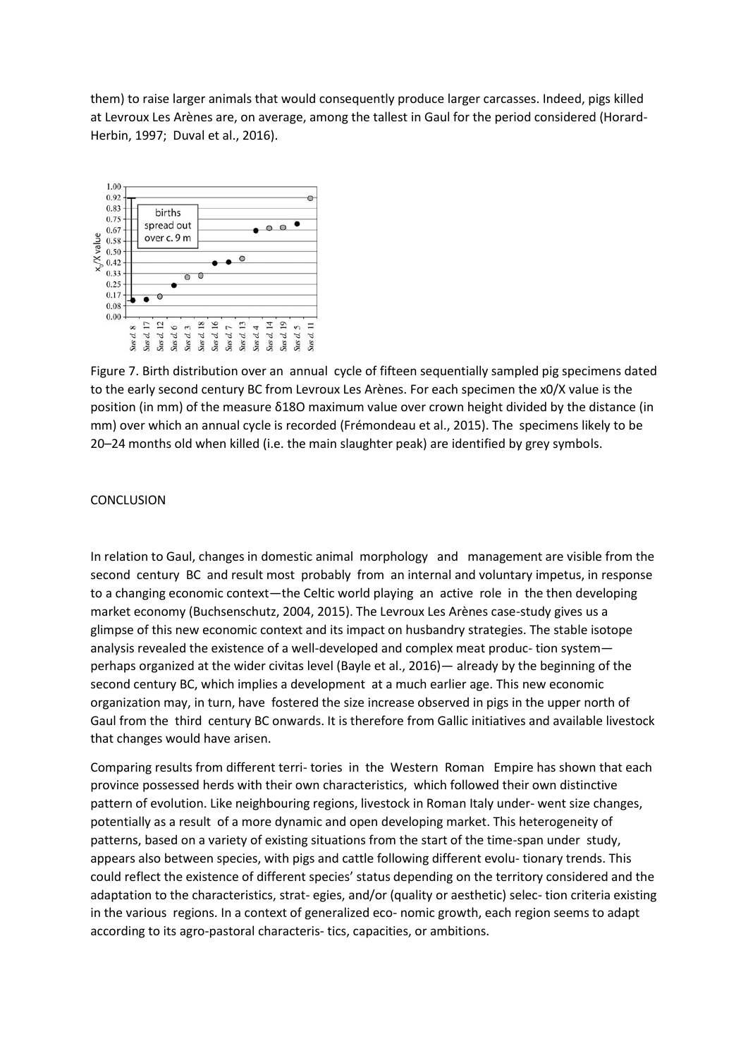them) to raise larger animals that would consequently produce larger carcasses. Indeed, pigs killed at Levroux Les Arènes are, on average, among the tallest in Gaul for the period considered (Horard-Herbin, 1997; Duval et al., 2016).

Figure 7. Birth distribution over an annual cycle of fifteen sequentially sampled pig specimens dated to the early second century BC from Levroux Les Arènes. For each specimen the x0/X value is the position (in mm) of the measure δ18O maximum value over crown height divided by the distance (in mm) over which an annual cycle is recorded (Frémondeau et al., 2015). The specimens likely to be 20–24 months old when killed (i.e. the main slaughter peak) are identified by grey symbols.

## CONCLUSION

In relation to Gaul, changes in domestic animal morphology and management are visible from the second century BC and result most probably from an internal and voluntary impetus, in response to a changing economic context—the Celtic world playing an active role in the then developing market economy (Buchsenschutz, 2004, 2015). The Levroux Les Arènes case-study gives us a glimpse of this new economic context and its impact on husbandry strategies. The stable isotope analysis revealed the existence of a well-developed and complex meat produc- tion system—perhaps organized at the wider civitas level (Bayle et al., 2016)— already by the beginning of the second century BC, which implies a development at a much earlier age. This new economic organization may, in turn, have fostered the size increase observed in pigs in the upper north of Gaul from the third century BC onwards. It is therefore from Gallic initiatives and available livestock that changes would have arisen.

Comparing results from different terri- tories in the Western Roman Empire has shown that each province possessed herds with their own characteristics, which followed their own distinctive pattern of evolution. Like neighbouring regions, livestock in Roman Italy under- went size changes, potentially as a result of a more dynamic and open developing market. This heterogeneity of patterns, based on a variety of existing situations from the start of the time-span under study, appears also between species, with pigs and cattle following different evolu- tionary trends. This could reflect the existence of different species' status depending on the territory considered and the adaptation to the characteristics, strat- egies, and/or (quality or aesthetic) selec- tion criteria existing in the various regions. In a context of generalized eco- nomic growth, each region seems to adapt according to its agro-pastoral characteris- tics, capacities, or ambitions.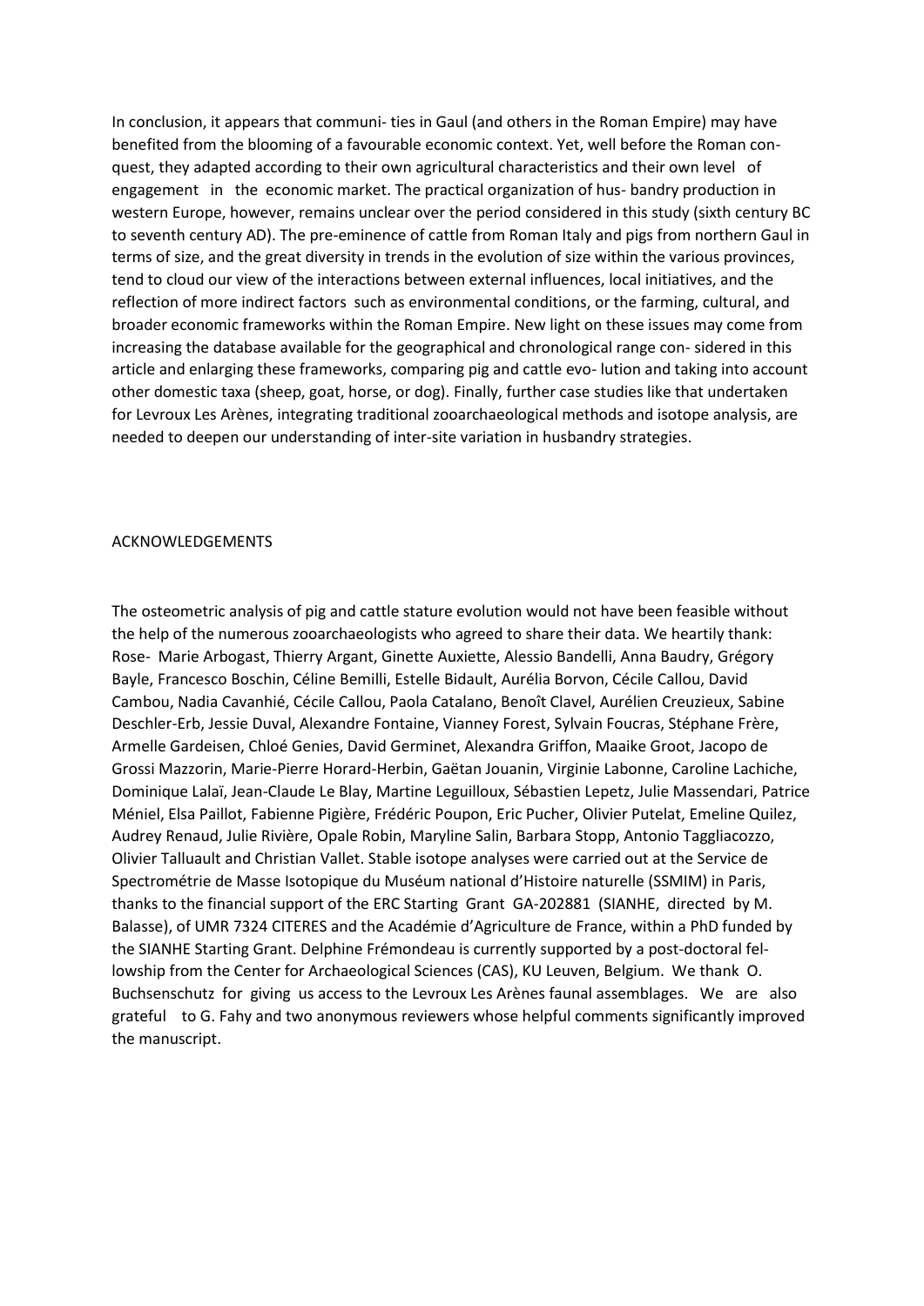In conclusion, it appears that communi- ties in Gaul (and others in the Roman Empire) may have benefited from the blooming of a favourable economic context. Yet, well before the Roman con- quest, they adapted according to their own agricultural characteristics and their own level of engagement in the economic market. The practical organization of hus- bandry production in western Europe, however, remains unclear over the period considered in this study (sixth century BC to seventh century AD). The pre-eminence of cattle from Roman Italy and pigs from northern Gaul in terms of size, and the great diversity in trends in the evolution of size within the various provinces, tend to cloud our view of the interactions between external influences, local initiatives, and the reflection of more indirect factors such as environmental conditions, or the farming, cultural, and broader economic frameworks within the Roman Empire. New light on these issues may come from increasing the database available for the geographical and chronological range con- sidered in this article and enlarging these frameworks, comparing pig and cattle evo- lution and taking into account other domestic taxa (sheep, goat, horse, or dog). Finally, further case studies like that undertaken for Levroux Les Arènes, integrating traditional zooarchaeological methods and isotope analysis, are needed to deepen our understanding of inter-site variation in husbandry strategies.

## ACKNOWLEDGEMENTS

The osteometric analysis of pig and cattle stature evolution would not have been feasible without the help of the numerous zooarchaeologists who agreed to share their data. We heartily thank: Rose- Marie Arbogast, Thierry Argant, Ginette Auxiette, Alessio Bandelli, Anna Baudry, Grégory Bayle, Francesco Boschin, Céline Bemilli, Estelle Bidault, Aurélia Borvon, Cécile Callou, David Cambou, Nadia Cavanhié, Cécile Callou, Paola Catalano, Benoît Clavel, Aurélien Creuzieux, Sabine Deschler-Erb, Jessie Duval, Alexandre Fontaine, Vianney Forest, Sylvain Foucras, Stéphane Frère, Armelle Gardeisen, Chloé Genies, David Germinet, Alexandra Griffon, Maaike Groot, Jacopo de Grossi Mazzorin, Marie-Pierre Horard-Herbin, Gaëtan Jouanin, Virginie Labonne, Caroline Lachiche, Dominique Lalaï, Jean-Claude Le Blay, Martine Leguilloux, Sébastien Lepetz, Julie Massendari, Patrice Méniel, Elsa Paillot, Fabienne Pigière, Frédéric Poupon, Eric Pucher, Olivier Putelat, Emeline Quilez, Audrey Renaud, Julie Rivière, Opale Robin, Maryline Salin, Barbara Stopp, Antonio Taggliacozzo, Olivier Talluault and Christian Vallet. Stable isotope analyses were carried out at the Service de Spectrométrie de Masse Isotopique du Muséum national d'Histoire naturelle (SSMIM) in Paris, thanks to the financial support of the ERC Starting Grant GA-202881 (SIANHE, directed by M. Balasse), of UMR 7324 CITERES and the Académie d'Agriculture de France, within a PhD funded by the SIANHE Starting Grant. Delphine Frémondeau is currently supported by a post-doctoral fel- lowship from the Center for Archaeological Sciences (CAS), KU Leuven, Belgium. We thank O. Buchsenschutz for giving us access to the Levroux Les Arènes faunal assemblages. We are also grateful to G. Fahy and two anonymous reviewers whose helpful comments significantly improved the manuscript.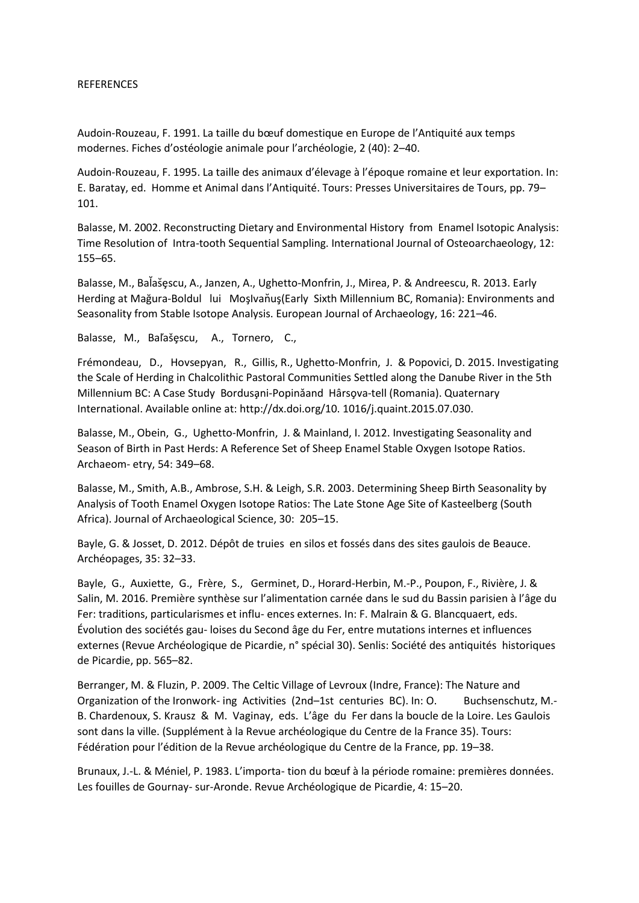REFERENCES

Audoin-Rouzeau, F. 1991. La taille du bœuf domestique en Europe de l'Antiquité aux temps modernes. Fiches d'ostéologie animale pour l'archéologie, 2 (40): 2–40.

Audoin-Rouzeau, F. 1995. La taille des animaux d'élevage à l'époque romaine et leur exportation. In: E. Baratay, ed. Homme et Animal dans l'Antiquité. Tours: Presses Universitaires de Tours, pp. 79–101.

Balasse, M. 2002. Reconstructing Dietary and Environmental History from Enamel Isotopic Analysis: Time Resolution of Intra-tooth Sequential Sampling. International Journal of Osteoarchaeology, 12: 155–65.

Balasse, M., BaĬašęscu, A., Janzen, A., Ughetto-Monfrin, J., Mirea, P. & Andreescu, R. 2013. Early Herding at Mağura-Boldul lui MoşIvaňuş(Early Sixth Millennium BC, Romania): Environments and Seasonality from Stable Isotope Analysis. European Journal of Archaeology, 16: 221–46.

Balasse, M., Baľašęscu, A., Tornero, C.,

Frémondeau, D., Hovsepyan, R., Gillis, R., Ughetto-Monfrin, J. & Popovici, D. 2015. Investigating the Scale of Herding in Chalcolithic Pastoral Communities Settled along the Danube River in the 5th Millennium BC: A Case Study Bordusąni-Popinăand Hârsova-tell (Romania). Quaternary International. Available online at: http://dx.doi.org/10. 1016/j.quaint.2015.07.030.

Balasse, M., Obein, G., Ughetto-Monfrin, J. & Mainland, I. 2012. Investigating Seasonality and Season of Birth in Past Herds: A Reference Set of Sheep Enamel Stable Oxygen Isotope Ratios. Archaeom- etry, 54: 349–68.

Balasse, M., Smith, A.B., Ambrose, S.H. & Leigh, S.R. 2003. Determining Sheep Birth Seasonality by Analysis of Tooth Enamel Oxygen Isotope Ratios: The Late Stone Age Site of Kasteelberg (South Africa). Journal of Archaeological Science, 30: 205–15.

Bayle, G. & Josset, D. 2012. Dépôt de truies en silos et fossés dans des sites gaulois de Beauce. Archéopages, 35: 32–33.

Bayle, G., Auxiette, G., Frère, S., Germinet, D., Horard-Herbin, M.-P., Poupon, F., Rivière, J. & Salin, M. 2016. Première synthèse sur l'alimentation carnée dans le sud du Bassin parisien à l'âge du Fer: traditions, particularismes et influ- ences externes. In: F. Malrain & G. Blancquaert, eds. Évolution des sociétés gau- loises du Second âge du Fer, entre mutations internes et influences externes (Revue Archéologique de Picardie, n° spécial 30). Senlis: Société des antiquités historiques de Picardie, pp. 565–82.

Berranger, M. & Fluzin, P. 2009. The Celtic Village of Levroux (Indre, France): The Nature and Organization of the Ironwork- ing Activities (2nd–1st centuries BC). In: O. Buchsenschutz, M.-B. Chardenoux, S. Krausz & M. Vaginay, eds. L'âge du Fer dans la boucle de la Loire. Les Gaulois sont dans la ville. (Supplément à la Revue archéologique du Centre de la France 35). Tours: Fédération pour l'édition de la Revue archéologique du Centre de la France, pp. 19–38.

Brunaux, J.-L. & Méniel, P. 1983. L'importa- tion du bœuf à la période romaine: premières données. Les fouilles de Gournay- sur-Aronde. Revue Archéologique de Picardie, 4: 15–20.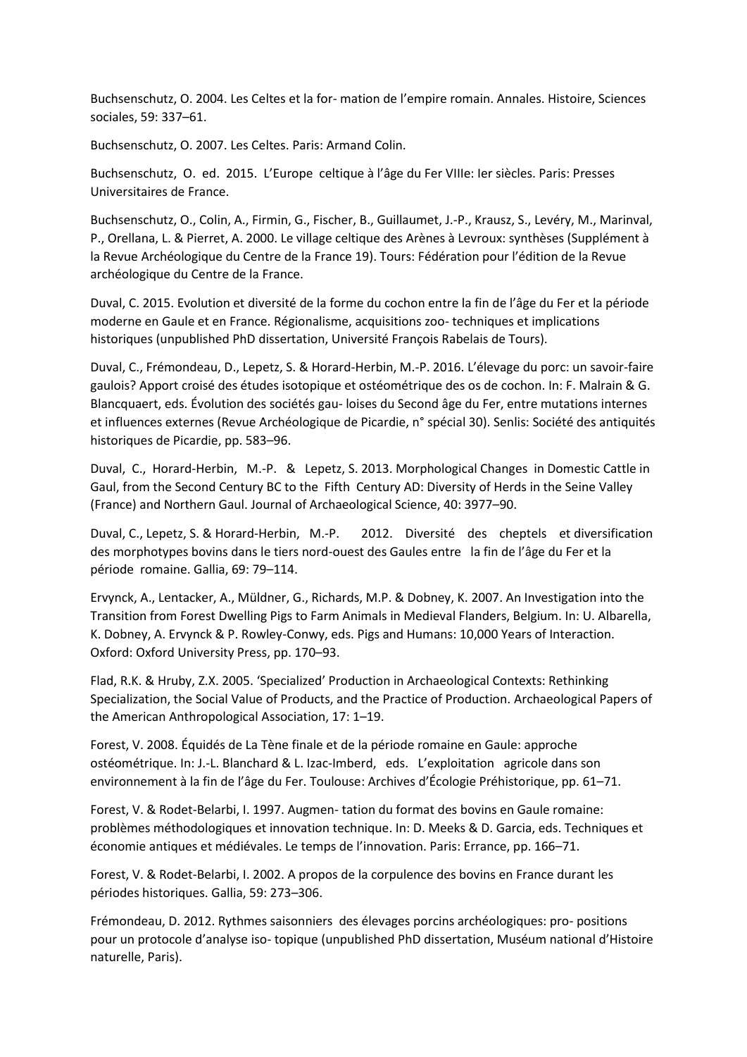Buchsenschutz, O. 2004. Les Celtes et la for- mation de l'empire romain. Annales. Histoire, Sciences sociales, 59: 337–61.

Buchsenschutz, O. 2007. Les Celtes. Paris: Armand Colin.

Buchsenschutz, O. ed. 2015. L'Europe celtique à l'âge du Fer VIIIe: Ier siècles. Paris: Presses Universitaires de France.

Buchsenschutz, O., Colin, A., Firmin, G., Fischer, B., Guillaumet, J.-P., Krausz, S., Levéry, M., Marinval, P., Orellana, L. & Pierret, A. 2000. Le village celtique des Arènes à Levroux: synthèses (Supplément à la Revue Archéologique du Centre de la France 19). Tours: Fédération pour l'édition de la Revue archéologique du Centre de la France.

Duval, C. 2015. Evolution et diversité de la forme du cochon entre la fin de l'âge du Fer et la période moderne en Gaule et en France. Régionalisme, acquisitions zoo- techniques et implications historiques (unpublished PhD dissertation, Université François Rabelais de Tours).

Duval, C., Frémondeau, D., Lepetz, S. & Horard-Herbin, M.-P. 2016. L'élevage du porc: un savoir-faire gaulois? Apport croisé des études isotopique et ostéométrique des os de cochon. In: F. Malrain & G. Blancquaert, eds. Évolution des sociétés gau- loises du Second âge du Fer, entre mutations internes et influences externes (Revue Archéologique de Picardie, n° spécial 30). Senlis: Société des antiquités historiques de Picardie, pp. 583–96.

Duval, C., Horard-Herbin, M.-P. & Lepetz, S. 2013. Morphological Changes in Domestic Cattle in Gaul, from the Second Century BC to the Fifth Century AD: Diversity of Herds in the Seine Valley (France) and Northern Gaul. Journal of Archaeological Science, 40: 3977–90.

Duval, C., Lepetz, S. & Horard-Herbin, M.-P. 2012. Diversité des cheptels et diversification des morphotypes bovins dans le tiers nord-ouest des Gaules entre la fin de l'âge du Fer et la période romaine. Gallia, 69: 79–114.

Ervynck, A., Lentacker, A., Müldner, G., Richards, M.P. & Dobney, K. 2007. An Investigation into the Transition from Forest Dwelling Pigs to Farm Animals in Medieval Flanders, Belgium. In: U. Albarella, K. Dobney, A. Ervynck & P. Rowley-Conwy, eds. Pigs and Humans: 10,000 Years of Interaction. Oxford: Oxford University Press, pp. 170–93.

Flad, R.K. & Hruby, Z.X. 2005. 'Specialized' Production in Archaeological Contexts: Rethinking Specialization, the Social Value of Products, and the Practice of Production. Archaeological Papers of the American Anthropological Association, 17: 1–19.

Forest, V. 2008. Équidés de La Tène finale et de la période romaine en Gaule: approche ostéométrique. In: J.-L. Blanchard & L. Izac-Imberd, eds. L'exploitation agricole dans son environnement à la fin de l'âge du Fer. Toulouse: Archives d'Écologie Préhistorique, pp. 61–71.

Forest, V. & Rodet-Belarbi, I. 1997. Augmen- tation du format des bovins en Gaule romaine: problèmes méthodologiques et innovation technique. In: D. Meeks & D. Garcia, eds. Techniques et économie antiques et médiévales. Le temps de l'innovation. Paris: Errance, pp. 166–71.

Forest, V. & Rodet-Belarbi, I. 2002. A propos de la corpulence des bovins en France durant les périodes historiques. Gallia, 59: 273–306.

Frémondeau, D. 2012. Rythmes saisonniers des élevages porcins archéologiques: pro- positions pour un protocole d'analyse iso- topique (unpublished PhD dissertation, Muséum national d'Histoire naturelle, Paris).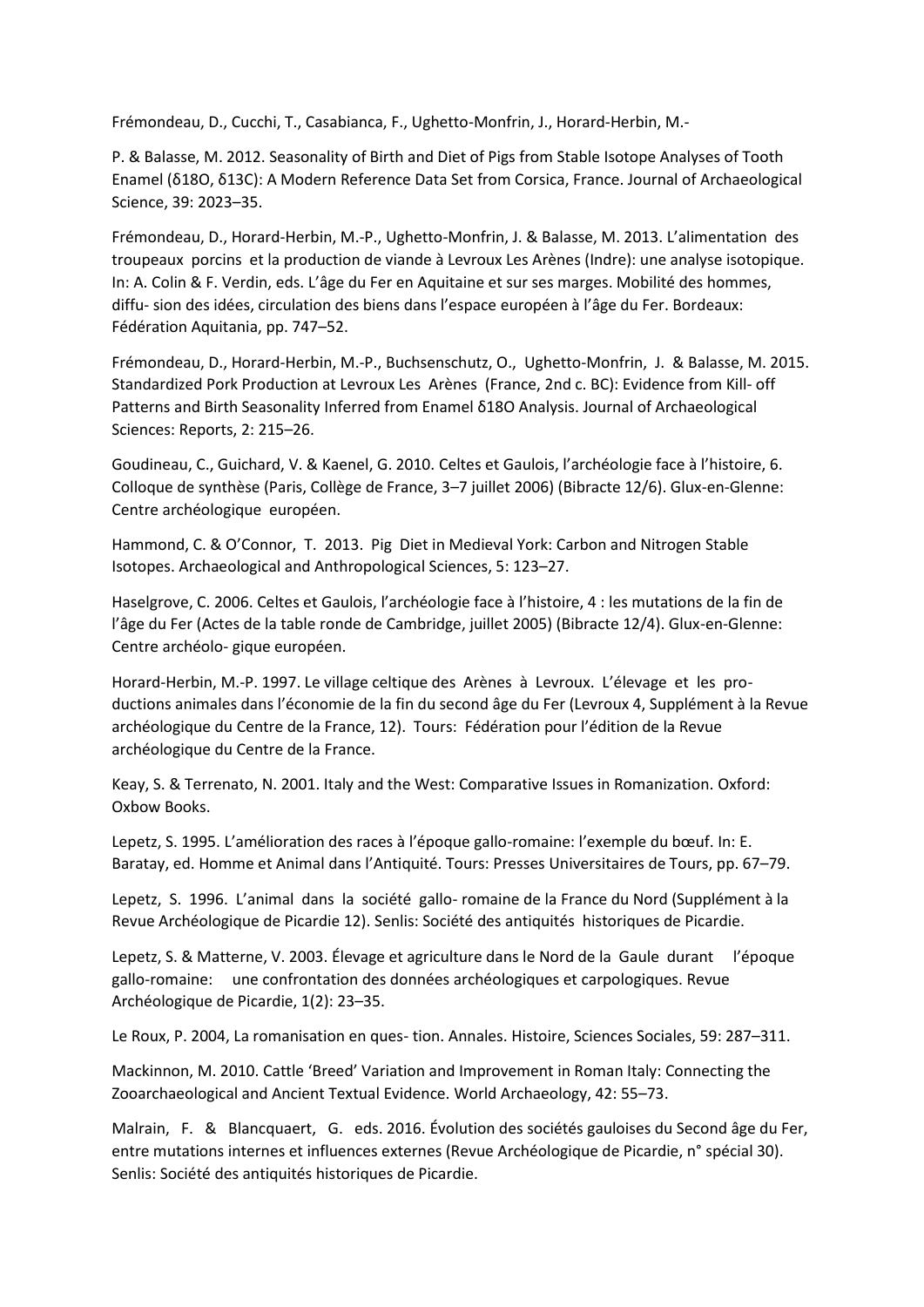Frémondeau, D., Cucchi, T., Casabianca, F., Ughetto-Monfrin, J., Horard-Herbin, M.-

P. & Balasse, M. 2012. Seasonality of Birth and Diet of Pigs from Stable Isotope Analyses of Tooth Enamel (δ18O, δ13C): A Modern Reference Data Set from Corsica, France. Journal of Archaeological Science, 39: 2023–35.

Frémondeau, D., Horard-Herbin, M.-P., Ughetto-Monfrin, J. & Balasse, M. 2013. L'alimentation des troupeaux porcins et la production de viande à Levroux Les Arènes (Indre): une analyse isotopique. In: A. Colin & F. Verdin, eds. L'âge du Fer en Aquitaine et sur ses marges. Mobilité des hommes, diffu- sion des idées, circulation des biens dans l'espace européen à l'âge du Fer. Bordeaux: Fédération Aquitania, pp. 747–52.

Frémondeau, D., Horard-Herbin, M.-P., Buchsenschutz, O., Ughetto-Monfrin, J. & Balasse, M. 2015. Standardized Pork Production at Levroux Les Arènes (France, 2nd c. BC): Evidence from Kill- off Patterns and Birth Seasonality Inferred from Enamel δ18O Analysis. Journal of Archaeological Sciences: Reports, 2: 215–26.

Goudineau, C., Guichard, V. & Kaenel, G. 2010. Celtes et Gaulois, l'archéologie face à l'histoire, 6. Colloque de synthèse (Paris, Collège de France, 3–7 juillet 2006) (Bibracte 12/6). Glux-en-Glenne: Centre archéologique européen.

Hammond, C. & O'Connor, T. 2013. Pig Diet in Medieval York: Carbon and Nitrogen Stable Isotopes. Archaeological and Anthropological Sciences, 5: 123–27.

Haselgrove, C. 2006. Celtes et Gaulois, l'archéologie face à l'histoire, 4 : les mutations de la fin de l'âge du Fer (Actes de la table ronde de Cambridge, juillet 2005) (Bibracte 12/4). Glux-en-Glenne: Centre archéolo- gique européen.

Horard-Herbin, M.-P. 1997. Le village celtique des Arènes à Levroux. L'élevage et les pro- ductions animales dans l'économie de la fin du second âge du Fer (Levroux 4, Supplément à la Revue archéologique du Centre de la France, 12). Tours: Fédération pour l'édition de la Revue archéologique du Centre de la France.

Keay, S. & Terrenato, N. 2001. Italy and the West: Comparative Issues in Romanization. Oxford: Oxbow Books.

Lepetz, S. 1995. L'amélioration des races à l'époque gallo-romaine: l'exemple du bœuf. In: E. Baratay, ed. Homme et Animal dans l'Antiquité. Tours: Presses Universitaires de Tours, pp. 67–79.

Lepetz, S. 1996. L'animal dans la société gallo- romaine de la France du Nord (Supplément à la Revue Archéologique de Picardie 12). Senlis: Société des antiquités historiques de Picardie.

Lepetz, S. & Matterne, V. 2003. Élevage et agriculture dans le Nord de la Gaule durant l'époque gallo-romaine: une confrontation des données archéologiques et carpologiques. Revue Archéologique de Picardie, 1(2): 23–35.

Le Roux, P. 2004, La romanisation en ques- tion. Annales. Histoire, Sciences Sociales, 59: 287–311.

Mackinnon, M. 2010. Cattle 'Breed' Variation and Improvement in Roman Italy: Connecting the Zooarchaeological and Ancient Textual Evidence. World Archaeology, 42: 55–73.

Malrain, F. & Blancquaert, G. eds. 2016. Évolution des sociétés gauloises du Second âge du Fer, entre mutations internes et influences externes (Revue Archéologique de Picardie, n° spécial 30). Senlis: Société des antiquités historiques de Picardie.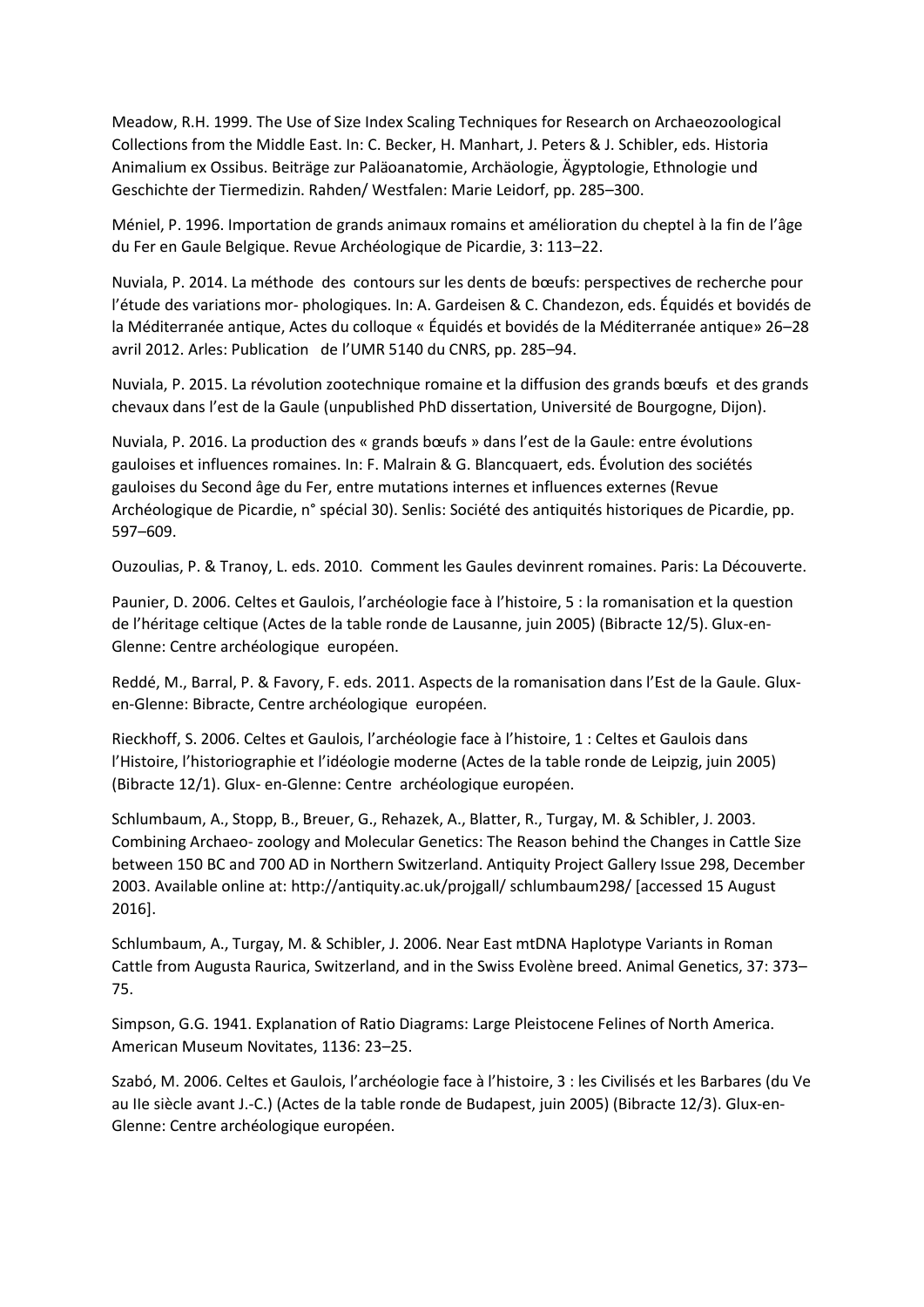Meadow, R.H. 1999. The Use of Size Index Scaling Techniques for Research on Archaeozoological Collections from the Middle East. In: C. Becker, H. Manhart, J. Peters & J. Schibler, eds. Historia Animalium ex Ossibus. Beiträge zur Paläoanatomie, Archäologie, Ägyptologie, Ethnologie und Geschichte der Tiermedizin. Rahden/ Westfalen: Marie Leidorf, pp. 285–300.

Méniel, P. 1996. Importation de grands animaux romains et amélioration du cheptel à la fin de l'âge du Fer en Gaule Belgique. Revue Archéologique de Picardie, 3: 113–22.

Nuviala, P. 2014. La méthode des contours sur les dents de bœufs: perspectives de recherche pour l'étude des variations mor- phologiques. In: A. Gardeisen & C. Chandezon, eds. Équidés et bovidés de la Méditerranée antique, Actes du colloque « Équidés et bovidés de la Méditerranée antique» 26–28 avril 2012. Arles: Publication de l'UMR 5140 du CNRS, pp. 285–94.

Nuviala, P. 2015. La révolution zootechnique romaine et la diffusion des grands bœufs et des grands chevaux dans l'est de la Gaule (unpublished PhD dissertation, Université de Bourgogne, Dijon).

Nuviala, P. 2016. La production des « grands bœufs » dans l'est de la Gaule: entre évolutions gauloises et influences romaines. In: F. Malrain & G. Blancquaert, eds. Évolution des sociétés gauloises du Second âge du Fer, entre mutations internes et influences externes (Revue Archéologique de Picardie, n° spécial 30). Senlis: Société des antiquités historiques de Picardie, pp. 597–609.

Ouzoulias, P. & Tranoy, L. eds. 2010. Comment les Gaules devinrent romaines. Paris: La Découverte.

Paunier, D. 2006. Celtes et Gaulois, l'archéologie face à l'histoire, 5 : la romanisation et la question de l'héritage celtique (Actes de la table ronde de Lausanne, juin 2005) (Bibracte 12/5). Glux-en-Glenne: Centre archéologique européen.

Reddé, M., Barral, P. & Favory, F. eds. 2011. Aspects de la romanisation dans l'Est de la Gaule. Glux-en-Glenne: Bibracte, Centre archéologique européen.

Rieckhoff, S. 2006. Celtes et Gaulois, l'archéologie face à l'histoire, 1 : Celtes et Gaulois dans l'Histoire, l'historiographie et l'idéologie moderne (Actes de la table ronde de Leipzig, juin 2005) (Bibracte 12/1). Glux- en-Glenne: Centre archéologique européen.

Schlumbaum, A., Stopp, B., Breuer, G., Rehazek, A., Blatter, R., Turgay, M. & Schibler, J. 2003. Combining Archaeo- zoology and Molecular Genetics: The Reason behind the Changes in Cattle Size between 150 BC and 700 AD in Northern Switzerland. Antiquity Project Gallery Issue 298, December 2003. Available online at: http://antiquity.ac.uk/projgall/ schlumbaum298/ [accessed 15 August 2016].

Schlumbaum, A., Turgay, M. & Schibler, J. 2006. Near East mtDNA Haplotype Variants in Roman Cattle from Augusta Raurica, Switzerland, and in the Swiss Evolène breed. Animal Genetics, 37: 373–75.

Simpson, G.G. 1941. Explanation of Ratio Diagrams: Large Pleistocene Felines of North America. American Museum Novitates, 1136: 23–25.

Szabó, M. 2006. Celtes et Gaulois, l'archéologie face à l'histoire, 3 : les Civilisés et les Barbares (du Ve au IIe siècle avant J.-C.) (Actes de la table ronde de Budapest, juin 2005) (Bibracte 12/3). Glux-en-Glenne: Centre archéologique européen.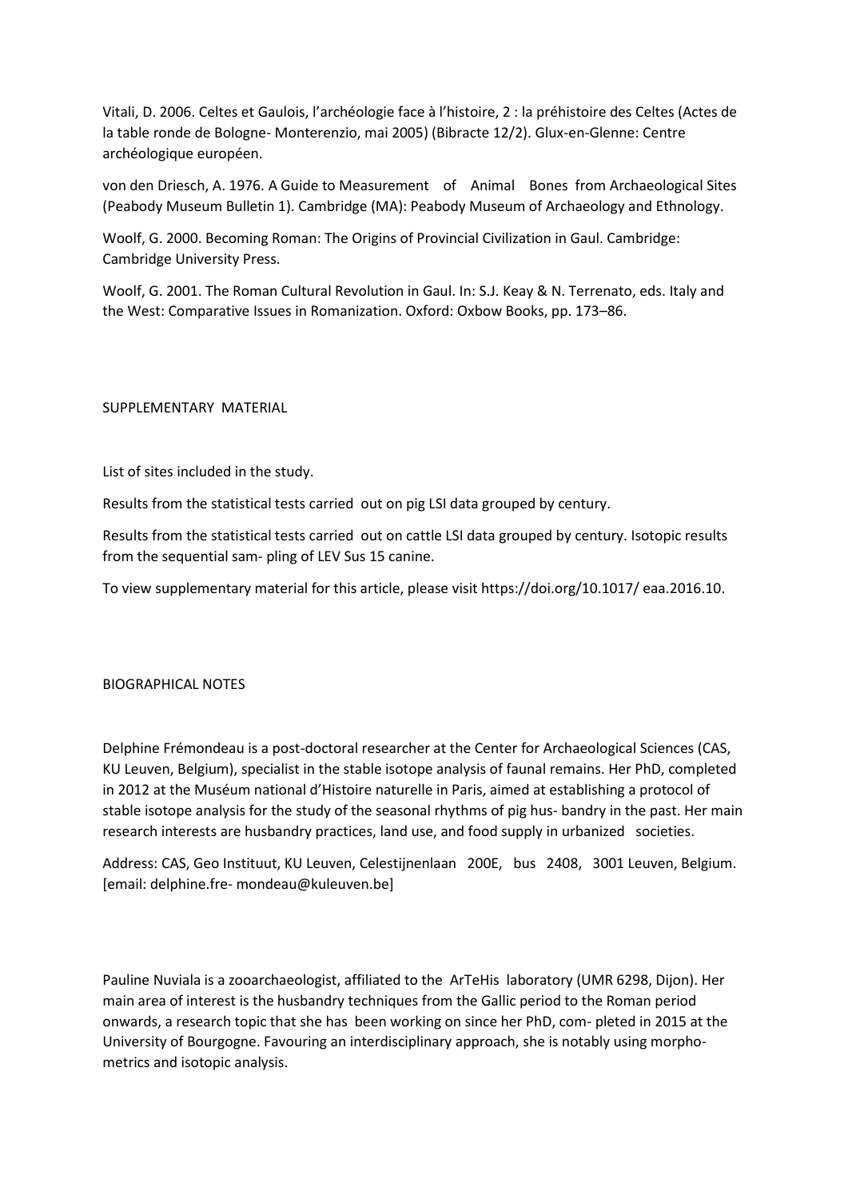Vitali, D. 2006. Celtes et Gaulois, l'archéologie face à l'histoire, 2 : la préhistoire des Celtes (Actes de la table ronde de Bologne- Monterenzio, mai 2005) (Bibracte 12/2). Glux-en-Glenne: Centre archéologique européen.

von den Driesch, A. 1976. A Guide to Measurement of Animal Bones from Archaeological Sites (Peabody Museum Bulletin 1). Cambridge (MA): Peabody Museum of Archaeology and Ethnology.

Woolf, G. 2000. Becoming Roman: The Origins of Provincial Civilization in Gaul. Cambridge: Cambridge University Press.

Woolf, G. 2001. The Roman Cultural Revolution in Gaul. In: S.J. Keay & N. Terrenato, eds. Italy and the West: Comparative Issues in Romanization. Oxford: Oxbow Books, pp. 173–86.

## SUPPLEMENTARY MATERIAL

List of sites included in the study.

Results from the statistical tests carried out on pig LSI data grouped by century.

Results from the statistical tests carried out on cattle LSI data grouped by century. Isotopic results from the sequential sam- pling of LEV Sus 15 canine.

To view supplementary material for this article, please visit https://doi.org/10.1017/ eaa.2016.10.

## BIOGRAPHICAL NOTES

Delphine Frémondeau is a post-doctoral researcher at the Center for Archaeological Sciences (CAS, KU Leuven, Belgium), specialist in the stable isotope analysis of faunal remains. Her PhD, completed in 2012 at the Muséum national d'Histoire naturelle in Paris, aimed at establishing a protocol of stable isotope analysis for the study of the seasonal rhythms of pig hus- bandry in the past. Her main research interests are husbandry practices, land use, and food supply in urbanized societies.

Address: CAS, Geo Instituut, KU Leuven, Celestijnenlaan 200E, bus 2408, 3001 Leuven, Belgium. [email: delphine.fre- mondeau@kuleuven.be]

Pauline Nuviala is a zooarchaeologist, affiliated to the ArTeHis laboratory (UMR 6298, Dijon). Her main area of interest is the husbandry techniques from the Gallic period to the Roman period onwards, a research topic that she has been working on since her PhD, com- pleted in 2015 at the University of Bourgogne. Favouring an interdisciplinary approach, she is notably using morpho- metrics and isotopic analysis.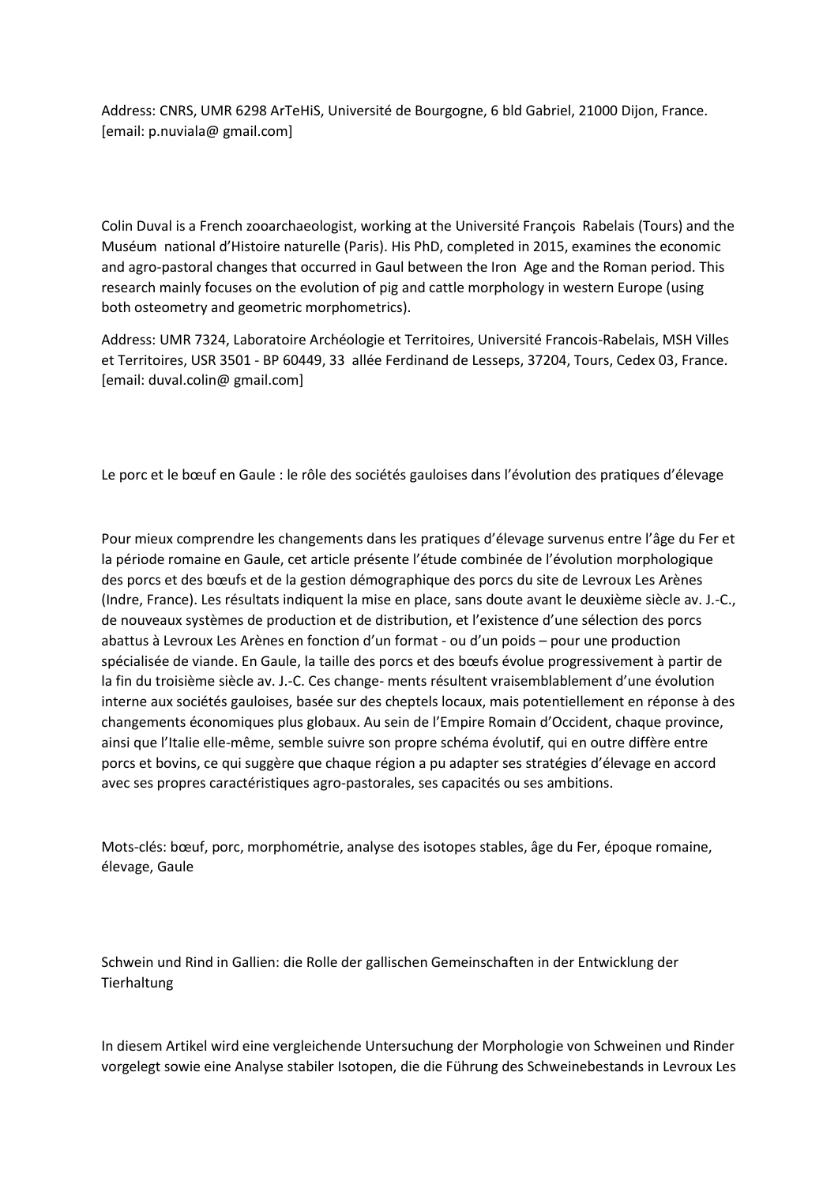Address: CNRS, UMR 6298 ArTeHiS, Université de Bourgogne, 6 bld Gabriel, 21000 Dijon, France. [email: p.nuviala@ gmail.com]

Colin Duval is a French zooarchaeologist, working at the Université François Rabelais (Tours) and the Muséum national d'Histoire naturelle (Paris). His PhD, completed in 2015, examines the economic and agro-pastoral changes that occurred in Gaul between the Iron Age and the Roman period. This research mainly focuses on the evolution of pig and cattle morphology in western Europe (using both osteometry and geometric morphometrics).

Address: UMR 7324, Laboratoire Archéologie et Territoires, Université Francois-Rabelais, MSH Villes et Territoires, USR 3501 - BP 60449, 33 allée Ferdinand de Lesseps, 37204, Tours, Cedex 03, France. [email: duval.colin@ gmail.com]

Le porc et le bœuf en Gaule : le rôle des sociétés gauloises dans l'évolution des pratiques d'élevage

Pour mieux comprendre les changements dans les pratiques d'élevage survenus entre l'âge du Fer et la période romaine en Gaule, cet article présente l'étude combinée de l'évolution morphologique des porcs et des bœufs et de la gestion démographique des porcs du site de Levroux Les Arènes (Indre, France). Les résultats indiquent la mise en place, sans doute avant le deuxième siècle av. J.-C., de nouveaux systèmes de production et de distribution, et l'existence d'une sélection des porcs abattus à Levroux Les Arènes en fonction d'un format - ou d'un poids – pour une production spécialisée de viande. En Gaule, la taille des porcs et des bœufs évolue progressivement à partir de la fin du troisième siècle av. J.-C. Ces change- ments résultent vraisemblablement d'une évolution interne aux sociétés gauloises, basée sur des cheptels locaux, mais potentiellement en réponse à des changements économiques plus globaux. Au sein de l'Empire Romain d'Occident, chaque province, ainsi que l'Italie elle-même, semble suivre son propre schéma évolutif, qui en outre diffère entre porcs et bovins, ce qui suggère que chaque région a pu adapter ses stratégies d'élevage en accord avec ses propres caractéristiques agro-pastorales, ses capacités ou ses ambitions.

Mots-clés: bœuf, porc, morphométrie, analyse des isotopes stables, âge du Fer, époque romaine, élevage, Gaule

Schwein und Rind in Gallien: die Rolle der gallischen Gemeinschaften in der Entwicklung der Tierhaltung

In diesem Artikel wird eine vergleichende Untersuchung der Morphologie von Schweinen und Rinder vorgelegt sowie eine Analyse stabiler Isotopen, die die Führung des Schweinebestands in Levroux Les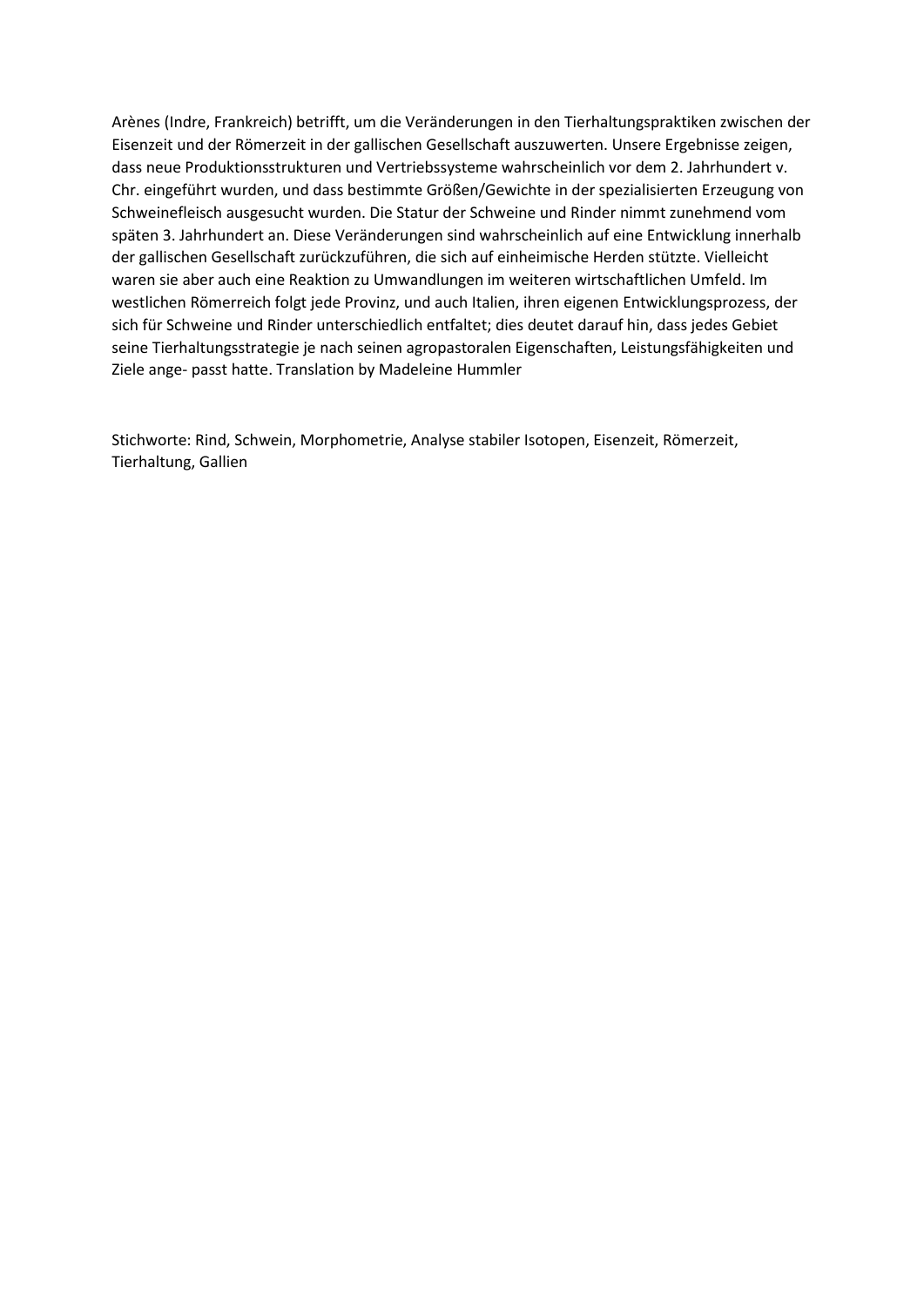Arènes (Indre, Frankreich) betrifft, um die Veränderungen in den Tierhaltungspraktiken zwischen der Eisenzeit und der Römerzeit in der gallischen Gesellschaft auszuwerten. Unsere Ergebnisse zeigen, dass neue Produktionsstrukturen und Vertriebssysteme wahrscheinlich vor dem 2. Jahrhundert v. Chr. eingeführt wurden, und dass bestimmte Größen/Gewichte in der spezialisierten Erzeugung von Schweinefleisch ausgesucht wurden. Die Statur der Schweine und Rinder nimmt zunehmend vom späten 3. Jahrhundert an. Diese Veränderungen sind wahrscheinlich auf eine Entwicklung innerhalb der gallischen Gesellschaft zurückzuführen, die sich auf einheimische Herden stützte. Vielleicht waren sie aber auch eine Reaktion zu Umwandlungen im weiteren wirtschaftlichen Umfeld. Im westlichen Römerreich folgt jede Provinz, und auch Italien, ihren eigenen Entwicklungsprozess, der sich für Schweine und Rinder unterschiedlich entfaltet; dies deutet darauf hin, dass jedes Gebiet seine Tierhaltungsstrategie je nach seinen agropastoralen Eigenschaften, Leistungsfähigkeiten und Ziele ange- passt hatte. Translation by Madeleine Hummler

Stichworte: Rind, Schwein, Morphometrie, Analyse stabiler Isotopen, Eisenzeit, Römerzeit, Tierhaltung, Gallien